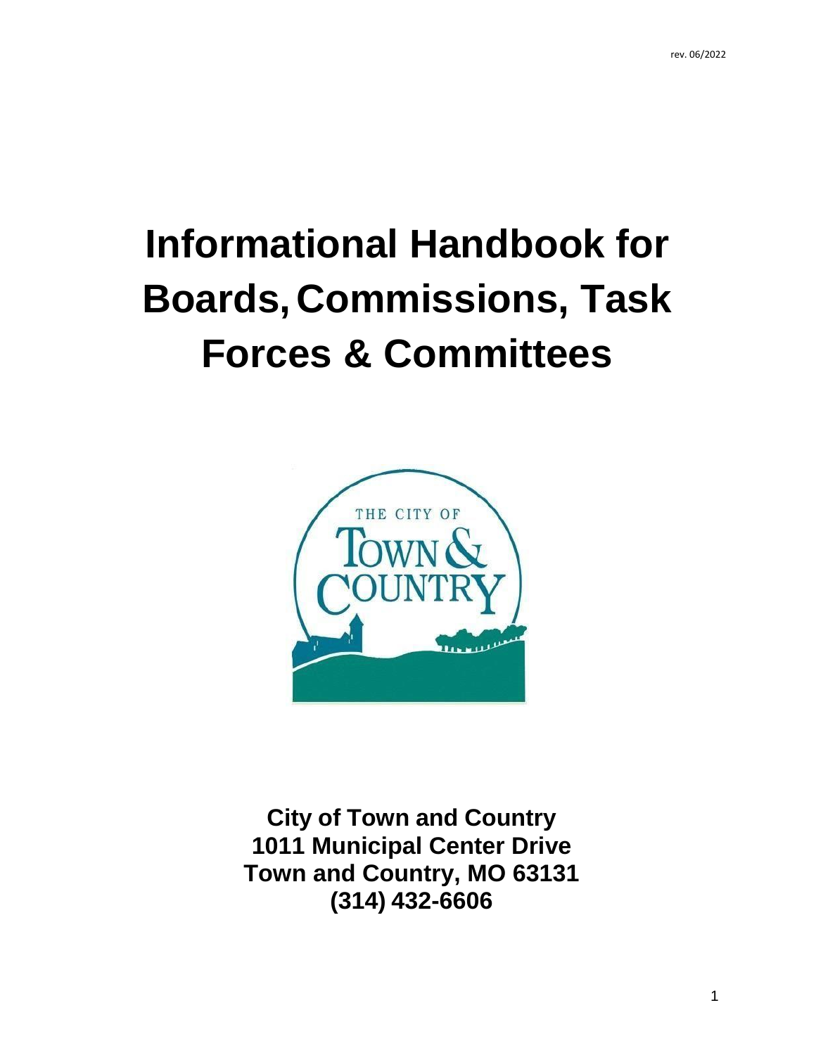rev. 06/2022

# Informational Handbook for Boards, Commissions, Task Forces & Committees

**City of Town and Country**
**1011 Municipal Center Drive**
**Town and Country, MO 63131**
**(314) 432-6606**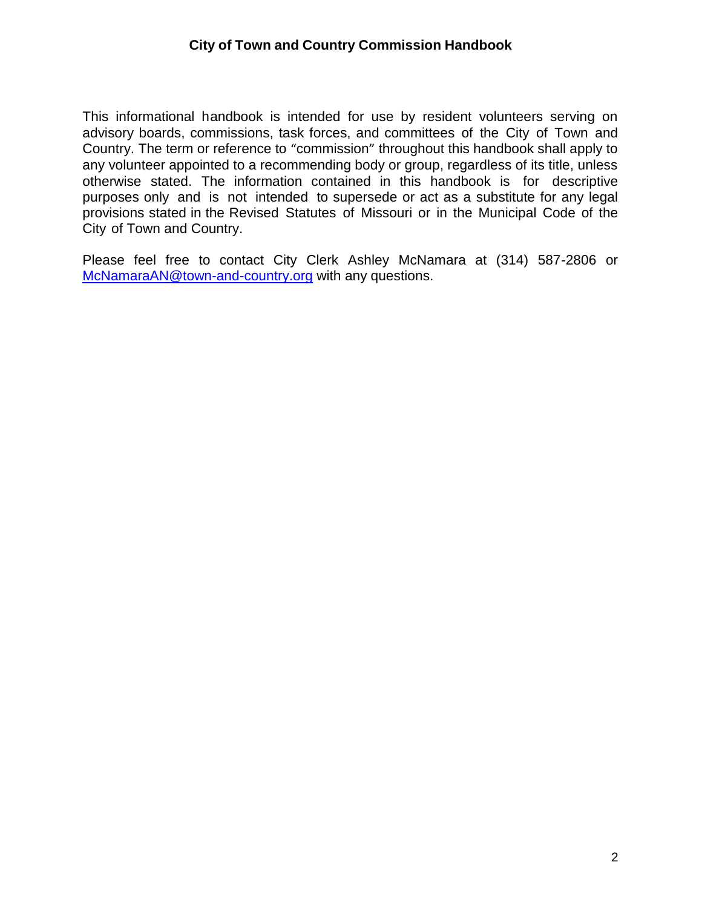This informational handbook is intended for use by resident volunteers serving on advisory boards, commissions, task forces, and committees of the City of Town and Country. The term or reference to "commission" throughout this handbook shall apply to any volunteer appointed to a recommending body or group, regardless of its title, unless otherwise stated. The information contained in this handbook is for descriptive purposes only and is not intended to supersede or act as a substitute for any legal provisions stated in the Revised Statutes of Missouri or in the Municipal Code of the City of Town and Country.

Please feel free to contact City Clerk Ashley McNamara at (314) 587-2806 or McNamaraAN@town-and-country.org with any questions.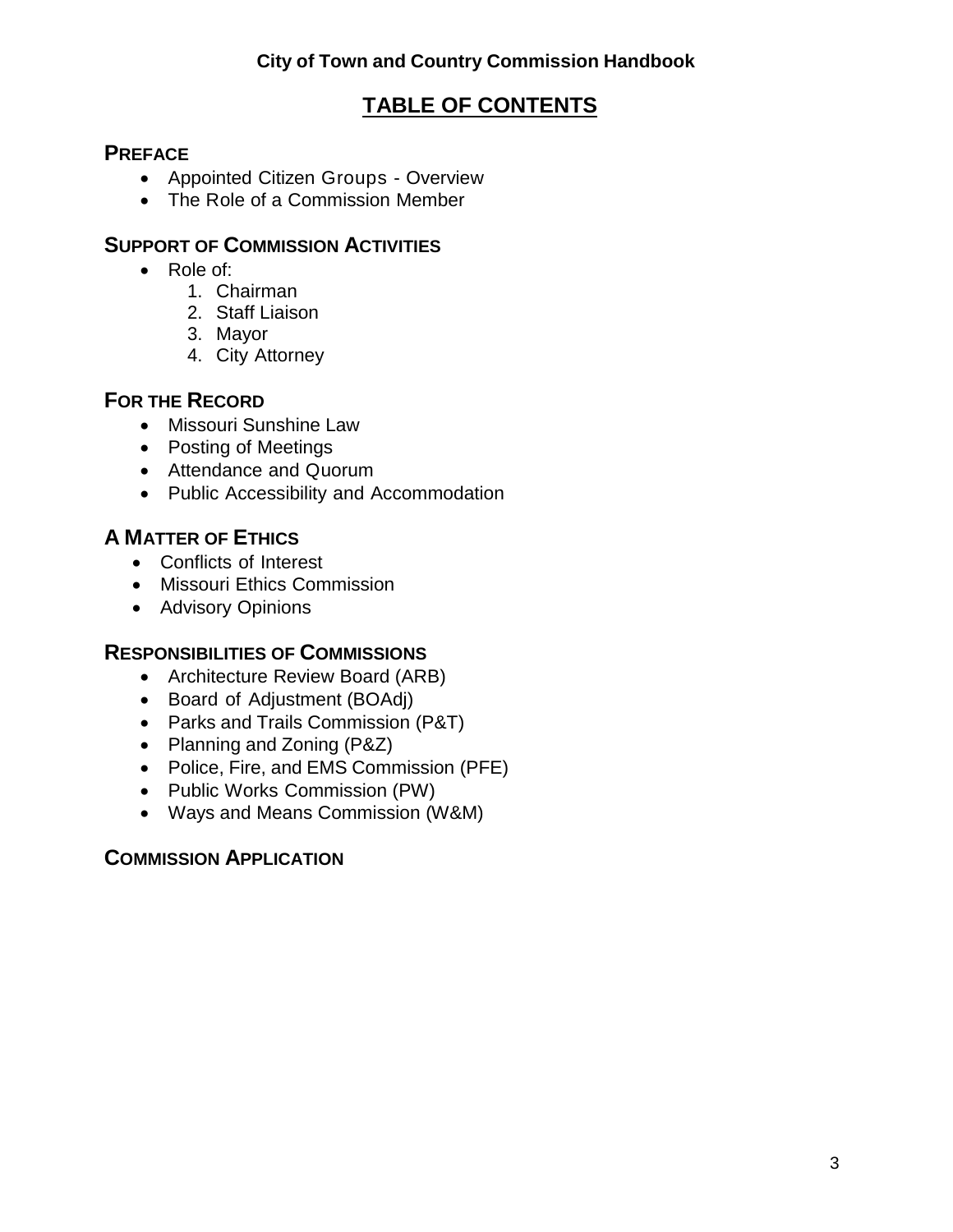# TABLE OF CONTENTS

## PREFACE

- Appointed Citizen Groups - Overview
- The Role of a Commission Member

## SUPPORT OF COMMISSION ACTIVITIES

- Role of:
  1. Chairman
  2. Staff Liaison
  3. Mayor
  4. City Attorney

## FOR THE RECORD

- Missouri Sunshine Law
- Posting of Meetings
- Attendance and Quorum
- Public Accessibility and Accommodation

## A MATTER OF ETHICS

- Conflicts of Interest
- Missouri Ethics Commission
- Advisory Opinions

## RESPONSIBILITIES OF COMMISSIONS

- Architecture Review Board (ARB)
- Board of Adjustment (BOAdj)
- Parks and Trails Commission (P&T)
- Planning and Zoning (P&Z)
- Police, Fire, and EMS Commission (PFE)
- Public Works Commission (PW)
- Ways and Means Commission (W&M)

## COMMISSION APPLICATION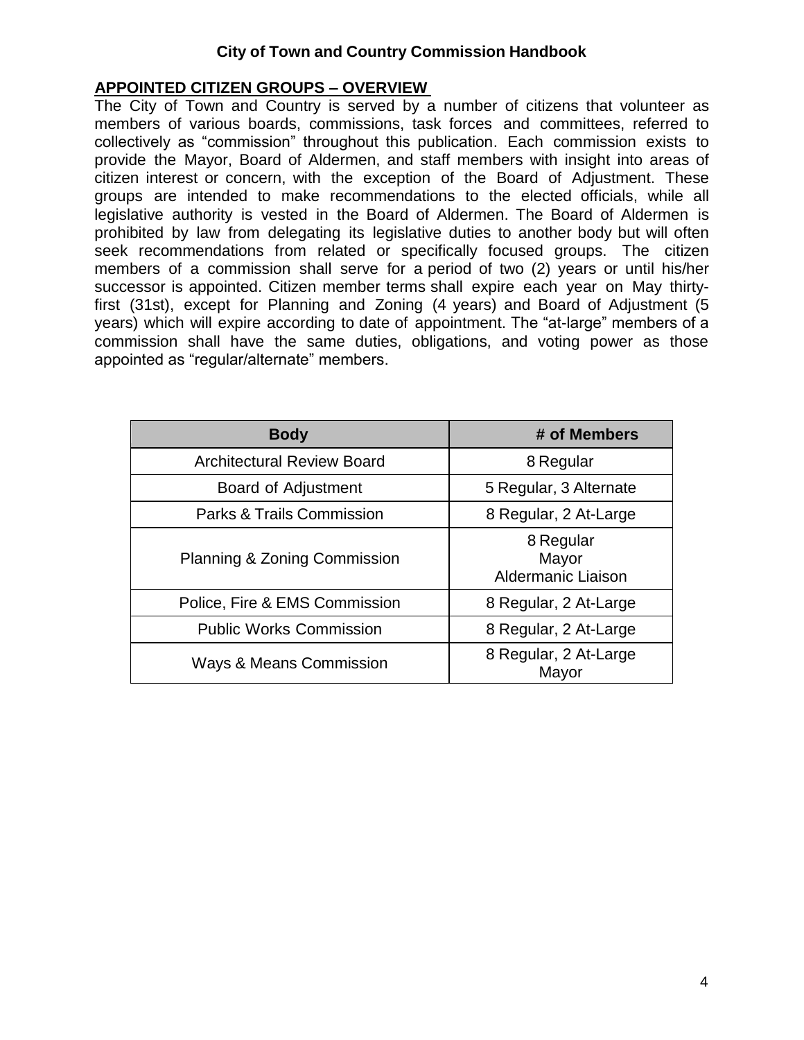## APPOINTED CITIZEN GROUPS – OVERVIEW

The City of Town and Country is served by a number of citizens that volunteer as members of various boards, commissions, task forces and committees, referred to collectively as "commission" throughout this publication. Each commission exists to provide the Mayor, Board of Aldermen, and staff members with insight into areas of citizen interest or concern, with the exception of the Board of Adjustment. These groups are intended to make recommendations to the elected officials, while all legislative authority is vested in the Board of Aldermen. The Board of Aldermen is prohibited by law from delegating its legislative duties to another body but will often seek recommendations from related or specifically focused groups. The citizen members of a commission shall serve for a period of two (2) years or until his/her successor is appointed. Citizen member terms shall expire each year on May thirty-first (31st), except for Planning and Zoning (4 years) and Board of Adjustment (5 years) which will expire according to date of appointment. The "at-large" members of a commission shall have the same duties, obligations, and voting power as those appointed as "regular/alternate" members.

| Body | # of Members |
|---|---|
| Architectural Review Board | 8 Regular |
| Board of Adjustment | 5 Regular, 3 Alternate |
| Parks & Trails Commission | 8 Regular, 2 At-Large |
| Planning & Zoning Commission | 8 Regular<br>Mayor<br>Aldermanic Liaison |
| Police, Fire & EMS Commission | 8 Regular, 2 At-Large |
| Public Works Commission | 8 Regular, 2 At-Large |
| Ways & Means Commission | 8 Regular, 2 At-Large<br>Mayor |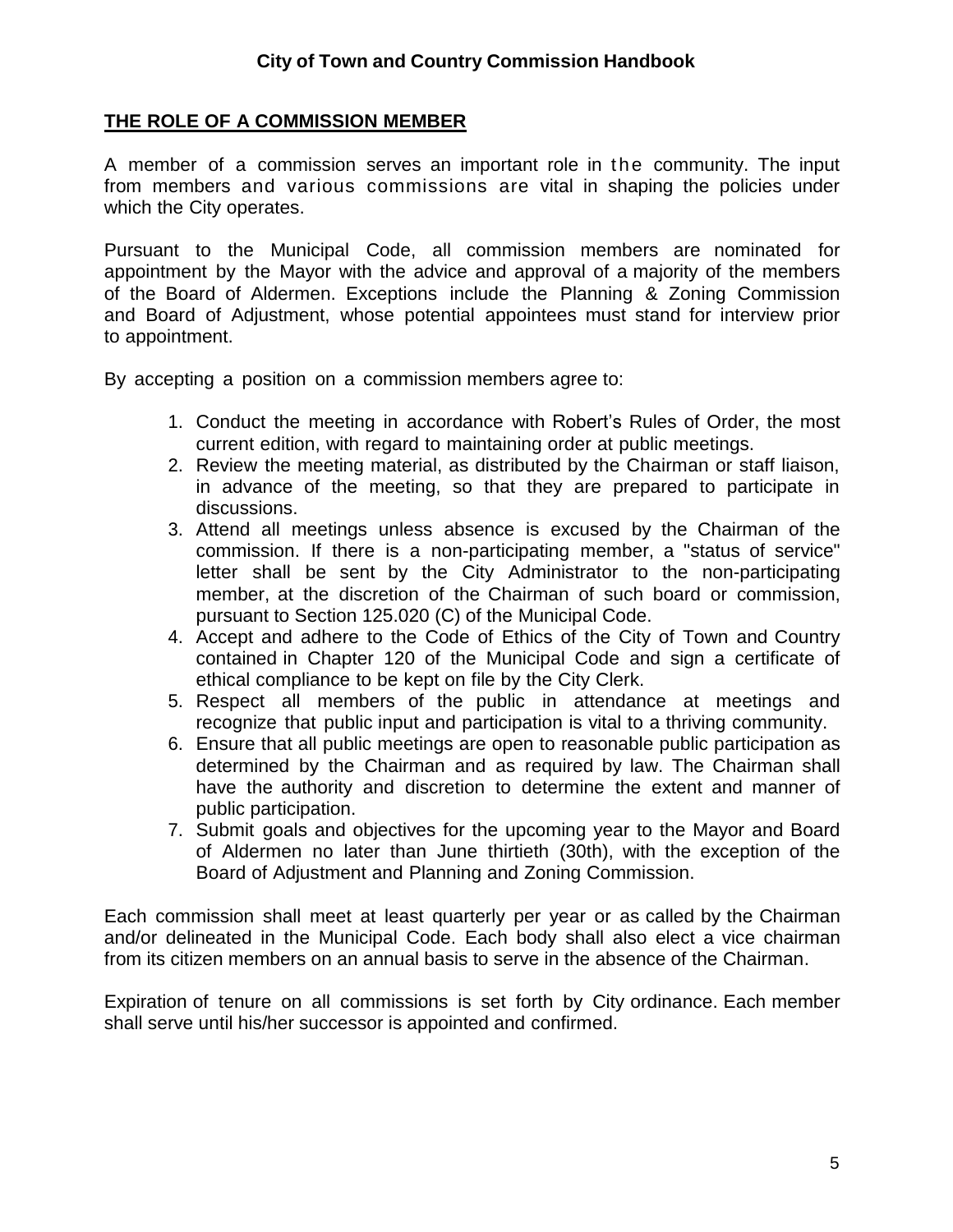## THE ROLE OF A COMMISSION MEMBER

A member of a commission serves an important role in the community. The input from members and various commissions are vital in shaping the policies under which the City operates.

Pursuant to the Municipal Code, all commission members are nominated for appointment by the Mayor with the advice and approval of a majority of the members of the Board of Aldermen. Exceptions include the Planning & Zoning Commission and Board of Adjustment, whose potential appointees must stand for interview prior to appointment.

By accepting a position on a commission members agree to:

1. Conduct the meeting in accordance with Robert's Rules of Order, the most current edition, with regard to maintaining order at public meetings.
2. Review the meeting material, as distributed by the Chairman or staff liaison, in advance of the meeting, so that they are prepared to participate in discussions.
3. Attend all meetings unless absence is excused by the Chairman of the commission. If there is a non-participating member, a "status of service" letter shall be sent by the City Administrator to the non-participating member, at the discretion of the Chairman of such board or commission, pursuant to Section 125.020 (C) of the Municipal Code.
4. Accept and adhere to the Code of Ethics of the City of Town and Country contained in Chapter 120 of the Municipal Code and sign a certificate of ethical compliance to be kept on file by the City Clerk.
5. Respect all members of the public in attendance at meetings and recognize that public input and participation is vital to a thriving community.
6. Ensure that all public meetings are open to reasonable public participation as determined by the Chairman and as required by law. The Chairman shall have the authority and discretion to determine the extent and manner of public participation.
7. Submit goals and objectives for the upcoming year to the Mayor and Board of Aldermen no later than June thirtieth (30th), with the exception of the Board of Adjustment and Planning and Zoning Commission.

Each commission shall meet at least quarterly per year or as called by the Chairman and/or delineated in the Municipal Code. Each body shall also elect a vice chairman from its citizen members on an annual basis to serve in the absence of the Chairman.

Expiration of tenure on all commissions is set forth by City ordinance. Each member shall serve until his/her successor is appointed and confirmed.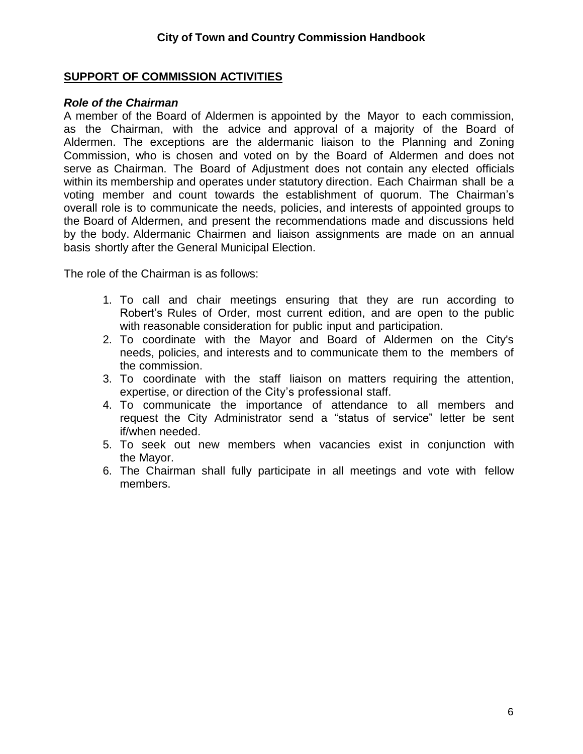## SUPPORT OF COMMISSION ACTIVITIES

### *Role of the Chairman*

A member of the Board of Aldermen is appointed by the Mayor to each commission, as the Chairman, with the advice and approval of a majority of the Board of Aldermen. The exceptions are the aldermanic liaison to the Planning and Zoning Commission, who is chosen and voted on by the Board of Aldermen and does not serve as Chairman. The Board of Adjustment does not contain any elected officials within its membership and operates under statutory direction. Each Chairman shall be a voting member and count towards the establishment of quorum. The Chairman's overall role is to communicate the needs, policies, and interests of appointed groups to the Board of Aldermen, and present the recommendations made and discussions held by the body. Aldermanic Chairmen and liaison assignments are made on an annual basis shortly after the General Municipal Election.

The role of the Chairman is as follows:

1. To call and chair meetings ensuring that they are run according to Robert's Rules of Order, most current edition, and are open to the public with reasonable consideration for public input and participation.
2. To coordinate with the Mayor and Board of Aldermen on the City's needs, policies, and interests and to communicate them to the members of the commission.
3. To coordinate with the staff liaison on matters requiring the attention, expertise, or direction of the City's professional staff.
4. To communicate the importance of attendance to all members and request the City Administrator send a "status of service" letter be sent if/when needed.
5. To seek out new members when vacancies exist in conjunction with the Mayor.
6. The Chairman shall fully participate in all meetings and vote with fellow members.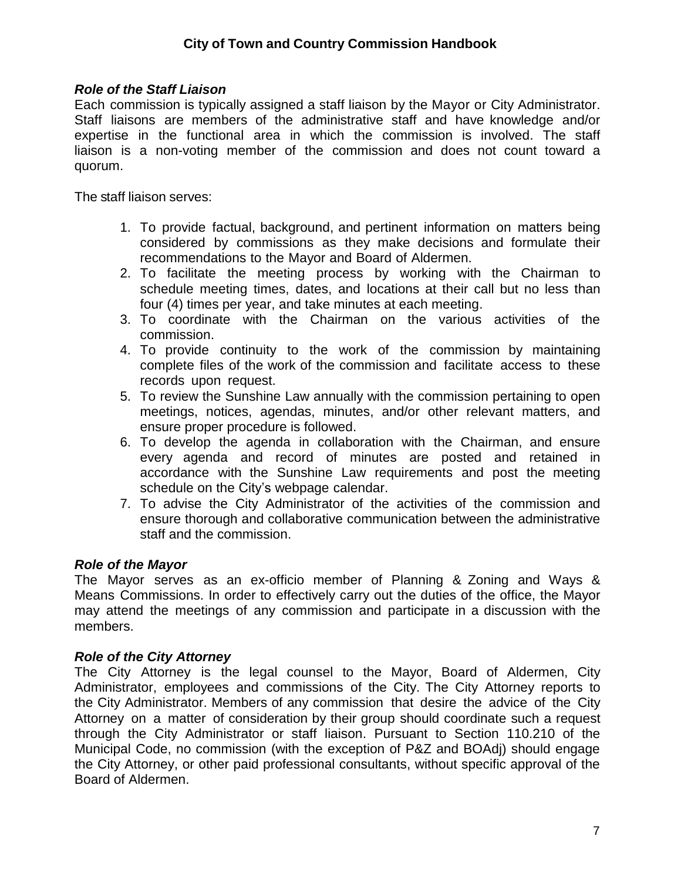### *Role of the Staff Liaison*

Each commission is typically assigned a staff liaison by the Mayor or City Administrator. Staff liaisons are members of the administrative staff and have knowledge and/or expertise in the functional area in which the commission is involved. The staff liaison is a non-voting member of the commission and does not count toward a quorum.

The staff liaison serves:

1. To provide factual, background, and pertinent information on matters being considered by commissions as they make decisions and formulate their recommendations to the Mayor and Board of Aldermen.
2. To facilitate the meeting process by working with the Chairman to schedule meeting times, dates, and locations at their call but no less than four (4) times per year, and take minutes at each meeting.
3. To coordinate with the Chairman on the various activities of the commission.
4. To provide continuity to the work of the commission by maintaining complete files of the work of the commission and facilitate access to these records upon request.
5. To review the Sunshine Law annually with the commission pertaining to open meetings, notices, agendas, minutes, and/or other relevant matters, and ensure proper procedure is followed.
6. To develop the agenda in collaboration with the Chairman, and ensure every agenda and record of minutes are posted and retained in accordance with the Sunshine Law requirements and post the meeting schedule on the City's webpage calendar.
7. To advise the City Administrator of the activities of the commission and ensure thorough and collaborative communication between the administrative staff and the commission.

### *Role of the Mayor*

The Mayor serves as an ex-officio member of Planning & Zoning and Ways & Means Commissions. In order to effectively carry out the duties of the office, the Mayor may attend the meetings of any commission and participate in a discussion with the members.

### *Role of the City Attorney*

The City Attorney is the legal counsel to the Mayor, Board of Aldermen, City Administrator, employees and commissions of the City. The City Attorney reports to the City Administrator. Members of any commission that desire the advice of the City Attorney on a matter of consideration by their group should coordinate such a request through the City Administrator or staff liaison. Pursuant to Section 110.210 of the Municipal Code, no commission (with the exception of P&Z and BOAdj) should engage the City Attorney, or other paid professional consultants, without specific approval of the Board of Aldermen.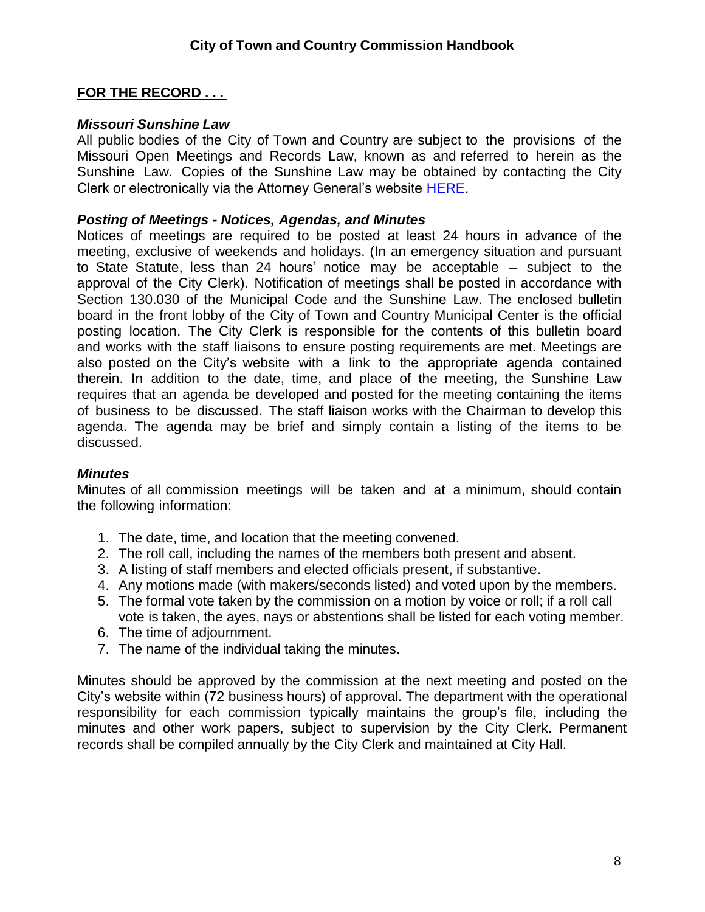## FOR THE RECORD . . .

### *Missouri Sunshine Law*

All public bodies of the City of Town and Country are subject to the provisions of the Missouri Open Meetings and Records Law, known as and referred to herein as the Sunshine Law. Copies of the Sunshine Law may be obtained by contacting the City Clerk or electronically via the Attorney General's website HERE.

### *Posting of Meetings - Notices, Agendas, and Minutes*

Notices of meetings are required to be posted at least 24 hours in advance of the meeting, exclusive of weekends and holidays. (In an emergency situation and pursuant to State Statute, less than 24 hours' notice may be acceptable – subject to the approval of the City Clerk). Notification of meetings shall be posted in accordance with Section 130.030 of the Municipal Code and the Sunshine Law. The enclosed bulletin board in the front lobby of the City of Town and Country Municipal Center is the official posting location. The City Clerk is responsible for the contents of this bulletin board and works with the staff liaisons to ensure posting requirements are met. Meetings are also posted on the City's website with a link to the appropriate agenda contained therein. In addition to the date, time, and place of the meeting, the Sunshine Law requires that an agenda be developed and posted for the meeting containing the items of business to be discussed. The staff liaison works with the Chairman to develop this agenda. The agenda may be brief and simply contain a listing of the items to be discussed.

### *Minutes*

Minutes of all commission meetings will be taken and at a minimum, should contain the following information:

1. The date, time, and location that the meeting convened.
2. The roll call, including the names of the members both present and absent.
3. A listing of staff members and elected officials present, if substantive.
4. Any motions made (with makers/seconds listed) and voted upon by the members.
5. The formal vote taken by the commission on a motion by voice or roll; if a roll call vote is taken, the ayes, nays or abstentions shall be listed for each voting member.
6. The time of adjournment.
7. The name of the individual taking the minutes.

Minutes should be approved by the commission at the next meeting and posted on the City's website within (72 business hours) of approval. The department with the operational responsibility for each commission typically maintains the group's file, including the minutes and other work papers, subject to supervision by the City Clerk. Permanent records shall be compiled annually by the City Clerk and maintained at City Hall.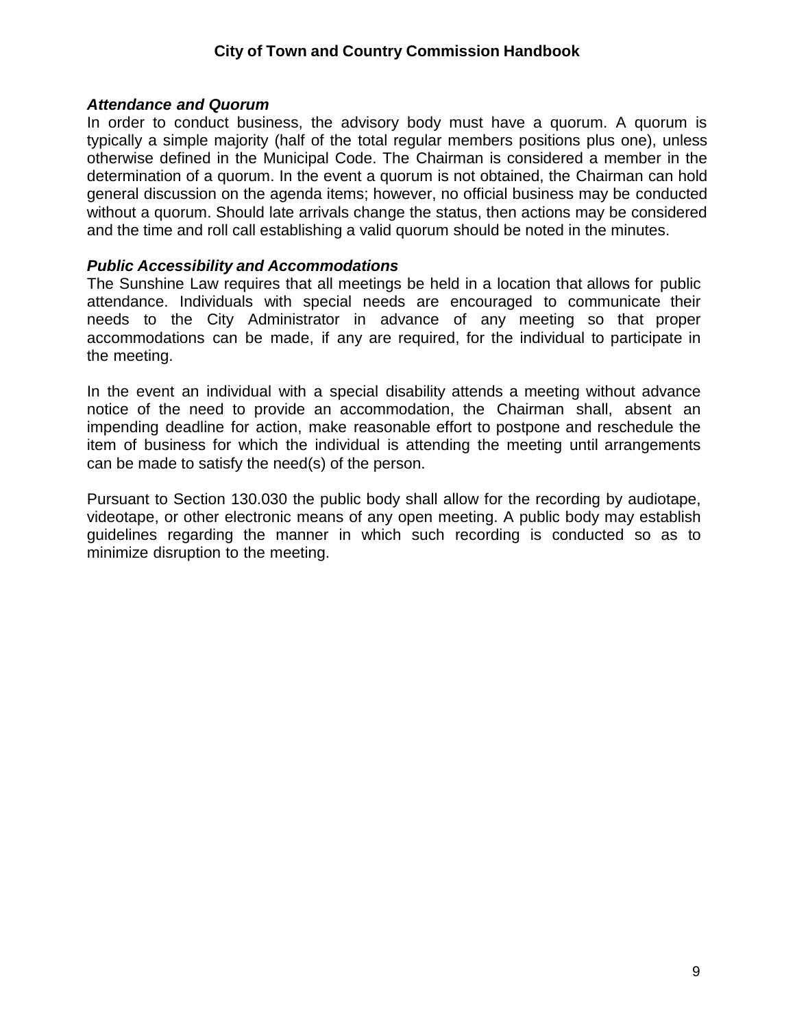***Attendance and Quorum***

In order to conduct business, the advisory body must have a quorum. A quorum is typically a simple majority (half of the total regular members positions plus one), unless otherwise defined in the Municipal Code. The Chairman is considered a member in the determination of a quorum. In the event a quorum is not obtained, the Chairman can hold general discussion on the agenda items; however, no official business may be conducted without a quorum. Should late arrivals change the status, then actions may be considered and the time and roll call establishing a valid quorum should be noted in the minutes.

***Public Accessibility and Accommodations***

The Sunshine Law requires that all meetings be held in a location that allows for public attendance. Individuals with special needs are encouraged to communicate their needs to the City Administrator in advance of any meeting so that proper accommodations can be made, if any are required, for the individual to participate in the meeting.

In the event an individual with a special disability attends a meeting without advance notice of the need to provide an accommodation, the Chairman shall, absent an impending deadline for action, make reasonable effort to postpone and reschedule the item of business for which the individual is attending the meeting until arrangements can be made to satisfy the need(s) of the person.

Pursuant to Section 130.030 the public body shall allow for the recording by audiotape, videotape, or other electronic means of any open meeting. A public body may establish guidelines regarding the manner in which such recording is conducted so as to minimize disruption to the meeting.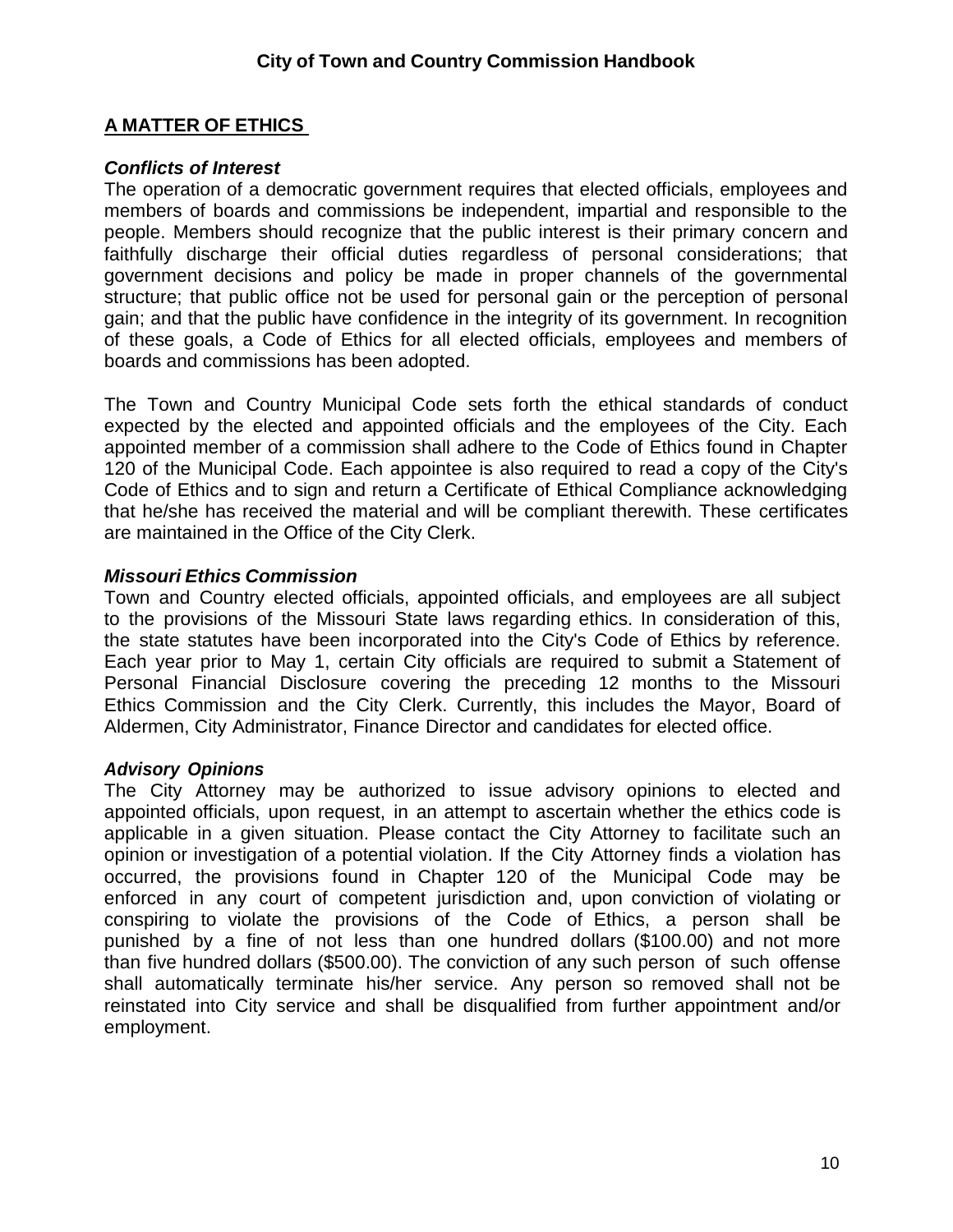## A MATTER OF ETHICS

### *Conflicts of Interest*

The operation of a democratic government requires that elected officials, employees and members of boards and commissions be independent, impartial and responsible to the people. Members should recognize that the public interest is their primary concern and faithfully discharge their official duties regardless of personal considerations; that government decisions and policy be made in proper channels of the governmental structure; that public office not be used for personal gain or the perception of personal gain; and that the public have confidence in the integrity of its government. In recognition of these goals, a Code of Ethics for all elected officials, employees and members of boards and commissions has been adopted.

The Town and Country Municipal Code sets forth the ethical standards of conduct expected by the elected and appointed officials and the employees of the City. Each appointed member of a commission shall adhere to the Code of Ethics found in Chapter 120 of the Municipal Code. Each appointee is also required to read a copy of the City's Code of Ethics and to sign and return a Certificate of Ethical Compliance acknowledging that he/she has received the material and will be compliant therewith. These certificates are maintained in the Office of the City Clerk.

### *Missouri Ethics Commission*

Town and Country elected officials, appointed officials, and employees are all subject to the provisions of the Missouri State laws regarding ethics. In consideration of this, the state statutes have been incorporated into the City's Code of Ethics by reference. Each year prior to May 1, certain City officials are required to submit a Statement of Personal Financial Disclosure covering the preceding 12 months to the Missouri Ethics Commission and the City Clerk. Currently, this includes the Mayor, Board of Aldermen, City Administrator, Finance Director and candidates for elected office.

### *Advisory Opinions*

The City Attorney may be authorized to issue advisory opinions to elected and appointed officials, upon request, in an attempt to ascertain whether the ethics code is applicable in a given situation. Please contact the City Attorney to facilitate such an opinion or investigation of a potential violation. If the City Attorney finds a violation has occurred, the provisions found in Chapter 120 of the Municipal Code may be enforced in any court of competent jurisdiction and, upon conviction of violating or conspiring to violate the provisions of the Code of Ethics, a person shall be punished by a fine of not less than one hundred dollars ($100.00) and not more than five hundred dollars ($500.00). The conviction of any such person of such offense shall automatically terminate his/her service. Any person so removed shall not be reinstated into City service and shall be disqualified from further appointment and/or employment.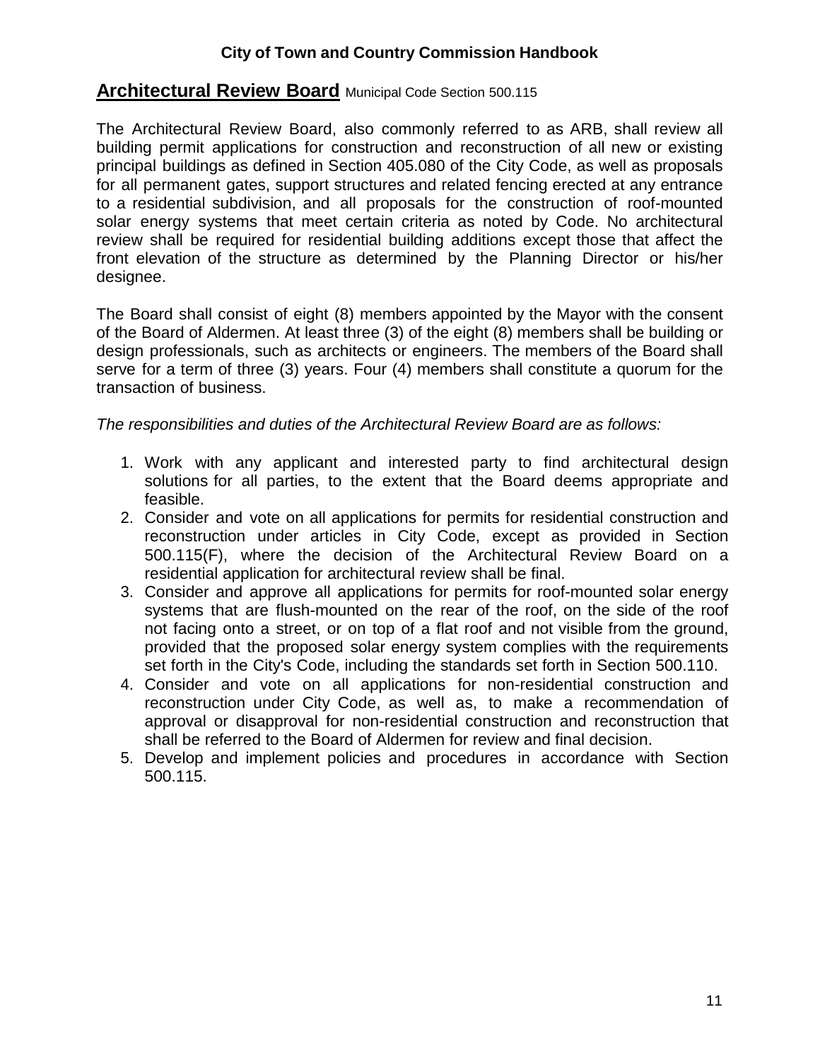## Architectural Review Board Municipal Code Section 500.115

The Architectural Review Board, also commonly referred to as ARB, shall review all building permit applications for construction and reconstruction of all new or existing principal buildings as defined in Section 405.080 of the City Code, as well as proposals for all permanent gates, support structures and related fencing erected at any entrance to a residential subdivision, and all proposals for the construction of roof-mounted solar energy systems that meet certain criteria as noted by Code. No architectural review shall be required for residential building additions except those that affect the front elevation of the structure as determined by the Planning Director or his/her designee.

The Board shall consist of eight (8) members appointed by the Mayor with the consent of the Board of Aldermen. At least three (3) of the eight (8) members shall be building or design professionals, such as architects or engineers. The members of the Board shall serve for a term of three (3) years. Four (4) members shall constitute a quorum for the transaction of business.

*The responsibilities and duties of the Architectural Review Board are as follows:*

1. Work with any applicant and interested party to find architectural design solutions for all parties, to the extent that the Board deems appropriate and feasible.
2. Consider and vote on all applications for permits for residential construction and reconstruction under articles in City Code, except as provided in Section 500.115(F), where the decision of the Architectural Review Board on a residential application for architectural review shall be final.
3. Consider and approve all applications for permits for roof-mounted solar energy systems that are flush-mounted on the rear of the roof, on the side of the roof not facing onto a street, or on top of a flat roof and not visible from the ground, provided that the proposed solar energy system complies with the requirements set forth in the City's Code, including the standards set forth in Section 500.110.
4. Consider and vote on all applications for non-residential construction and reconstruction under City Code, as well as, to make a recommendation of approval or disapproval for non-residential construction and reconstruction that shall be referred to the Board of Aldermen for review and final decision.
5. Develop and implement policies and procedures in accordance with Section 500.115.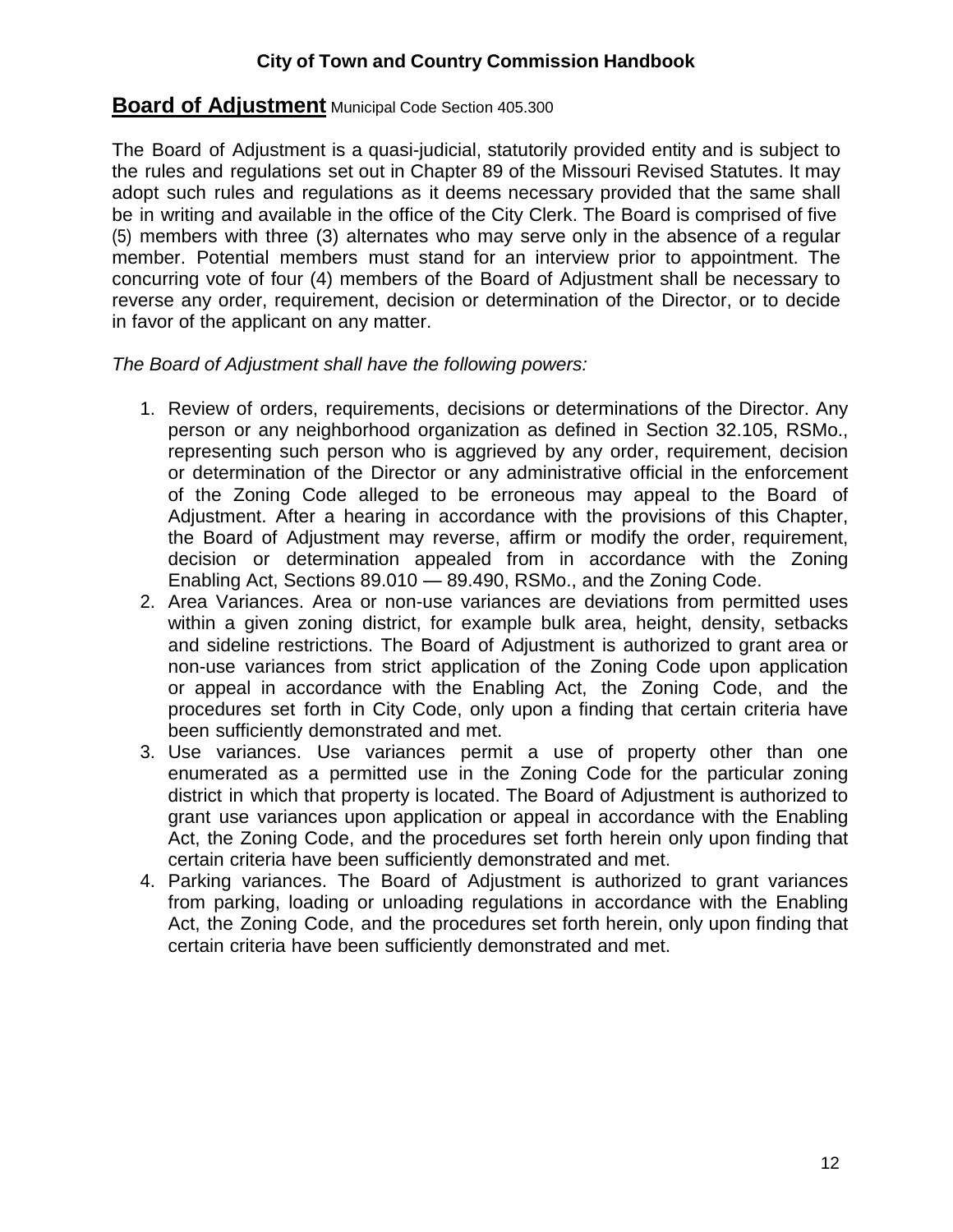## **Board of Adjustment** Municipal Code Section 405.300

The Board of Adjustment is a quasi-judicial, statutorily provided entity and is subject to the rules and regulations set out in Chapter 89 of the Missouri Revised Statutes. It may adopt such rules and regulations as it deems necessary provided that the same shall be in writing and available in the office of the City Clerk. The Board is comprised of five (5) members with three (3) alternates who may serve only in the absence of a regular member. Potential members must stand for an interview prior to appointment. The concurring vote of four (4) members of the Board of Adjustment shall be necessary to reverse any order, requirement, decision or determination of the Director, or to decide in favor of the applicant on any matter.

*The Board of Adjustment shall have the following powers:*

1. Review of orders, requirements, decisions or determinations of the Director. Any person or any neighborhood organization as defined in Section 32.105, RSMo., representing such person who is aggrieved by any order, requirement, decision or determination of the Director or any administrative official in the enforcement of the Zoning Code alleged to be erroneous may appeal to the Board of Adjustment. After a hearing in accordance with the provisions of this Chapter, the Board of Adjustment may reverse, affirm or modify the order, requirement, decision or determination appealed from in accordance with the Zoning Enabling Act, Sections 89.010 — 89.490, RSMo., and the Zoning Code.
2. Area Variances. Area or non-use variances are deviations from permitted uses within a given zoning district, for example bulk area, height, density, setbacks and sideline restrictions. The Board of Adjustment is authorized to grant area or non-use variances from strict application of the Zoning Code upon application or appeal in accordance with the Enabling Act, the Zoning Code, and the procedures set forth in City Code, only upon a finding that certain criteria have been sufficiently demonstrated and met.
3. Use variances. Use variances permit a use of property other than one enumerated as a permitted use in the Zoning Code for the particular zoning district in which that property is located. The Board of Adjustment is authorized to grant use variances upon application or appeal in accordance with the Enabling Act, the Zoning Code, and the procedures set forth herein only upon finding that certain criteria have been sufficiently demonstrated and met.
4. Parking variances. The Board of Adjustment is authorized to grant variances from parking, loading or unloading regulations in accordance with the Enabling Act, the Zoning Code, and the procedures set forth herein, only upon finding that certain criteria have been sufficiently demonstrated and met.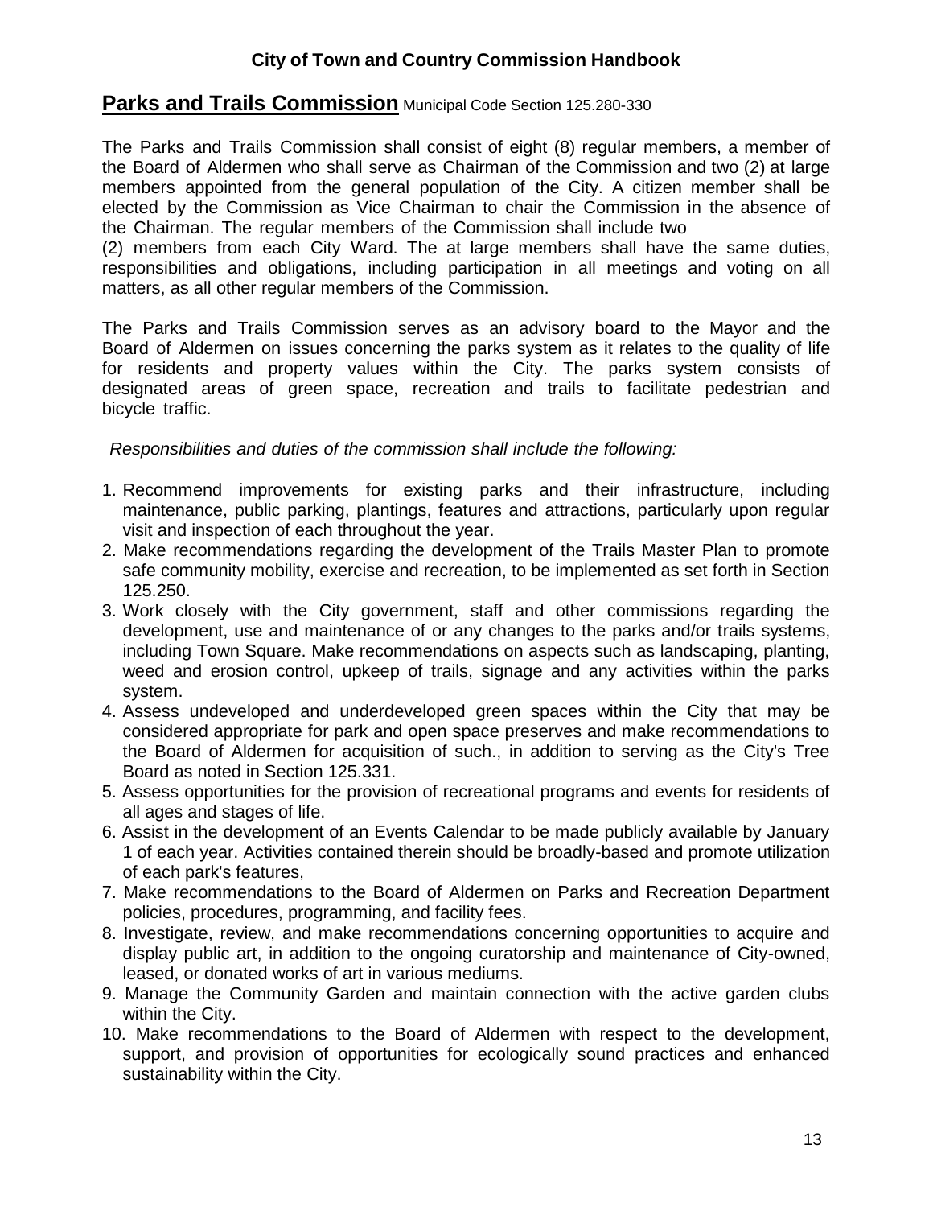## Parks and Trails Commission Municipal Code Section 125.280-330

The Parks and Trails Commission shall consist of eight (8) regular members, a member of the Board of Aldermen who shall serve as Chairman of the Commission and two (2) at large members appointed from the general population of the City. A citizen member shall be elected by the Commission as Vice Chairman to chair the Commission in the absence of the Chairman. The regular members of the Commission shall include two (2) members from each City Ward. The at large members shall have the same duties, responsibilities and obligations, including participation in all meetings and voting on all matters, as all other regular members of the Commission.

The Parks and Trails Commission serves as an advisory board to the Mayor and the Board of Aldermen on issues concerning the parks system as it relates to the quality of life for residents and property values within the City. The parks system consists of designated areas of green space, recreation and trails to facilitate pedestrian and bicycle traffic.

*Responsibilities and duties of the commission shall include the following:*

1. Recommend improvements for existing parks and their infrastructure, including maintenance, public parking, plantings, features and attractions, particularly upon regular visit and inspection of each throughout the year.
2. Make recommendations regarding the development of the Trails Master Plan to promote safe community mobility, exercise and recreation, to be implemented as set forth in Section 125.250.
3. Work closely with the City government, staff and other commissions regarding the development, use and maintenance of or any changes to the parks and/or trails systems, including Town Square. Make recommendations on aspects such as landscaping, planting, weed and erosion control, upkeep of trails, signage and any activities within the parks system.
4. Assess undeveloped and underdeveloped green spaces within the City that may be considered appropriate for park and open space preserves and make recommendations to the Board of Aldermen for acquisition of such., in addition to serving as the City's Tree Board as noted in Section 125.331.
5. Assess opportunities for the provision of recreational programs and events for residents of all ages and stages of life.
6. Assist in the development of an Events Calendar to be made publicly available by January 1 of each year. Activities contained therein should be broadly-based and promote utilization of each park's features,
7. Make recommendations to the Board of Aldermen on Parks and Recreation Department policies, procedures, programming, and facility fees.
8. Investigate, review, and make recommendations concerning opportunities to acquire and display public art, in addition to the ongoing curatorship and maintenance of City-owned, leased, or donated works of art in various mediums.
9. Manage the Community Garden and maintain connection with the active garden clubs within the City.
10. Make recommendations to the Board of Aldermen with respect to the development, support, and provision of opportunities for ecologically sound practices and enhanced sustainability within the City.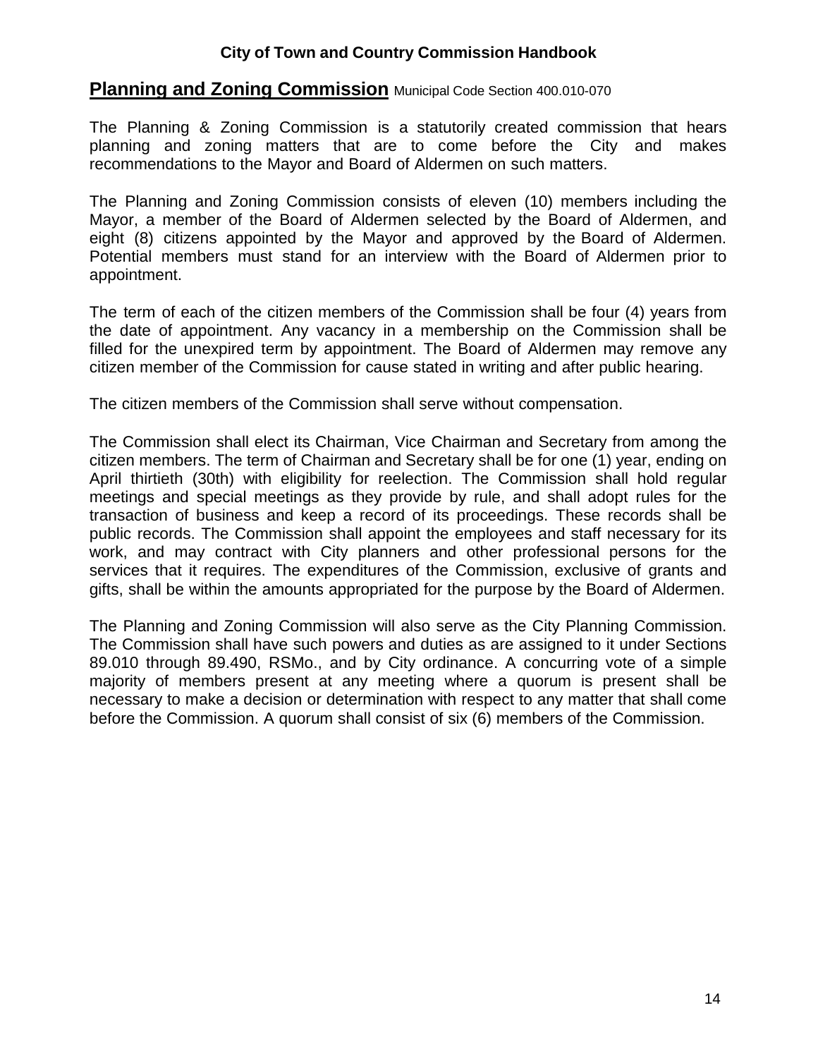## Planning and Zoning Commission Municipal Code Section 400.010-070

The Planning & Zoning Commission is a statutorily created commission that hears planning and zoning matters that are to come before the City and makes recommendations to the Mayor and Board of Aldermen on such matters.

The Planning and Zoning Commission consists of eleven (10) members including the Mayor, a member of the Board of Aldermen selected by the Board of Aldermen, and eight (8) citizens appointed by the Mayor and approved by the Board of Aldermen. Potential members must stand for an interview with the Board of Aldermen prior to appointment.

The term of each of the citizen members of the Commission shall be four (4) years from the date of appointment. Any vacancy in a membership on the Commission shall be filled for the unexpired term by appointment. The Board of Aldermen may remove any citizen member of the Commission for cause stated in writing and after public hearing.

The citizen members of the Commission shall serve without compensation.

The Commission shall elect its Chairman, Vice Chairman and Secretary from among the citizen members. The term of Chairman and Secretary shall be for one (1) year, ending on April thirtieth (30th) with eligibility for reelection. The Commission shall hold regular meetings and special meetings as they provide by rule, and shall adopt rules for the transaction of business and keep a record of its proceedings. These records shall be public records. The Commission shall appoint the employees and staff necessary for its work, and may contract with City planners and other professional persons for the services that it requires. The expenditures of the Commission, exclusive of grants and gifts, shall be within the amounts appropriated for the purpose by the Board of Aldermen.

The Planning and Zoning Commission will also serve as the City Planning Commission. The Commission shall have such powers and duties as are assigned to it under Sections 89.010 through 89.490, RSMo., and by City ordinance. A concurring vote of a simple majority of members present at any meeting where a quorum is present shall be necessary to make a decision or determination with respect to any matter that shall come before the Commission. A quorum shall consist of six (6) members of the Commission.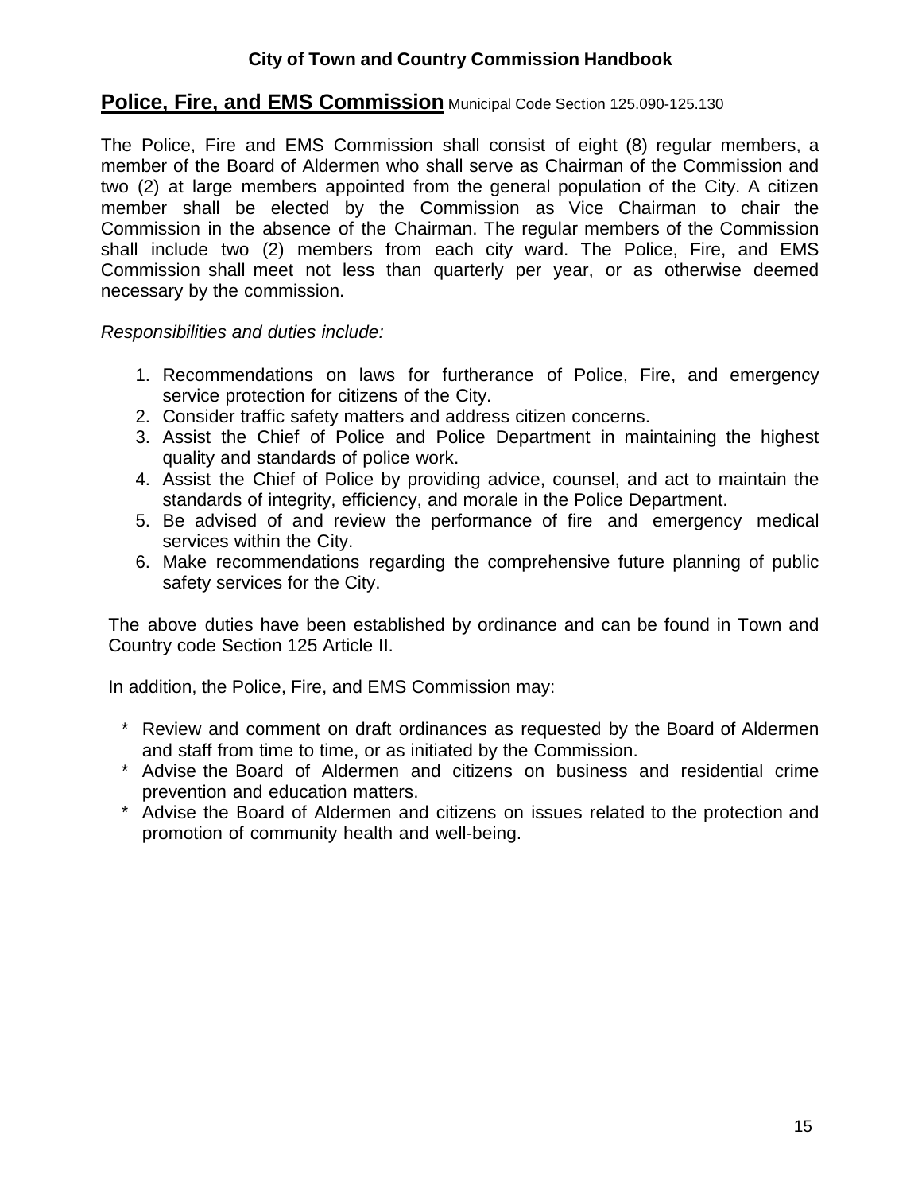## **Police, Fire, and EMS Commission** Municipal Code Section 125.090-125.130

The Police, Fire and EMS Commission shall consist of eight (8) regular members, a member of the Board of Aldermen who shall serve as Chairman of the Commission and two (2) at large members appointed from the general population of the City. A citizen member shall be elected by the Commission as Vice Chairman to chair the Commission in the absence of the Chairman. The regular members of the Commission shall include two (2) members from each city ward. The Police, Fire, and EMS Commission shall meet not less than quarterly per year, or as otherwise deemed necessary by the commission.

*Responsibilities and duties include:*

1. Recommendations on laws for furtherance of Police, Fire, and emergency service protection for citizens of the City.
2. Consider traffic safety matters and address citizen concerns.
3. Assist the Chief of Police and Police Department in maintaining the highest quality and standards of police work.
4. Assist the Chief of Police by providing advice, counsel, and act to maintain the standards of integrity, efficiency, and morale in the Police Department.
5. Be advised of and review the performance of fire and emergency medical services within the City.
6. Make recommendations regarding the comprehensive future planning of public safety services for the City.

The above duties have been established by ordinance and can be found in Town and Country code Section 125 Article II.

In addition, the Police, Fire, and EMS Commission may:

* Review and comment on draft ordinances as requested by the Board of Aldermen and staff from time to time, or as initiated by the Commission.
* Advise the Board of Aldermen and citizens on business and residential crime prevention and education matters.
* Advise the Board of Aldermen and citizens on issues related to the protection and promotion of community health and well-being.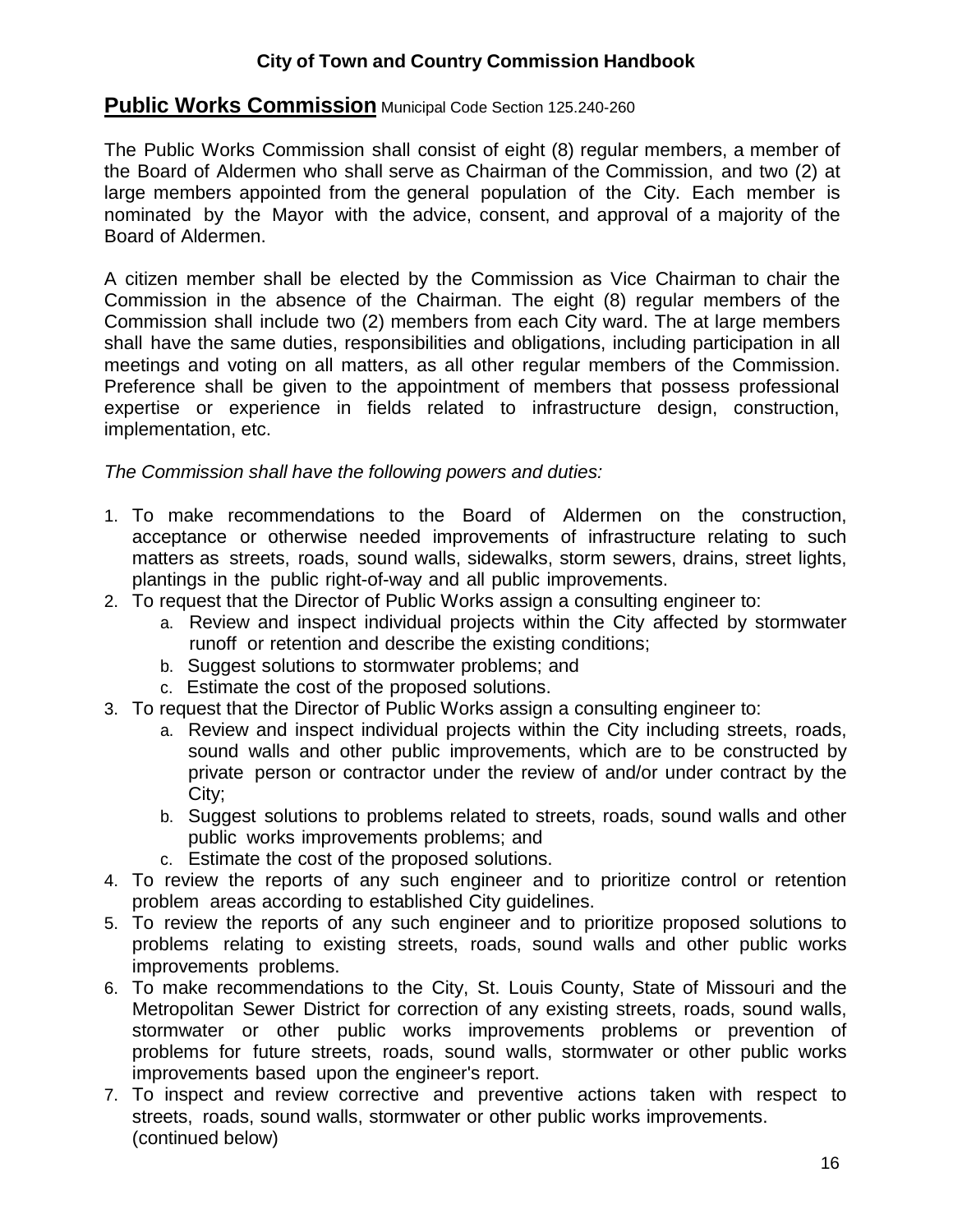## **Public Works Commission** Municipal Code Section 125.240-260

The Public Works Commission shall consist of eight (8) regular members, a member of the Board of Aldermen who shall serve as Chairman of the Commission, and two (2) at large members appointed from the general population of the City. Each member is nominated by the Mayor with the advice, consent, and approval of a majority of the Board of Aldermen.

A citizen member shall be elected by the Commission as Vice Chairman to chair the Commission in the absence of the Chairman. The eight (8) regular members of the Commission shall include two (2) members from each City ward. The at large members shall have the same duties, responsibilities and obligations, including participation in all meetings and voting on all matters, as all other regular members of the Commission. Preference shall be given to the appointment of members that possess professional expertise or experience in fields related to infrastructure design, construction, implementation, etc.

*The Commission shall have the following powers and duties:*

1. To make recommendations to the Board of Aldermen on the construction, acceptance or otherwise needed improvements of infrastructure relating to such matters as streets, roads, sound walls, sidewalks, storm sewers, drains, street lights, plantings in the public right-of-way and all public improvements.
2. To request that the Director of Public Works assign a consulting engineer to:
   a. Review and inspect individual projects within the City affected by stormwater runoff or retention and describe the existing conditions;
   b. Suggest solutions to stormwater problems; and
   c. Estimate the cost of the proposed solutions.
3. To request that the Director of Public Works assign a consulting engineer to:
   a. Review and inspect individual projects within the City including streets, roads, sound walls and other public improvements, which are to be constructed by private person or contractor under the review of and/or under contract by the City;
   b. Suggest solutions to problems related to streets, roads, sound walls and other public works improvements problems; and
   c. Estimate the cost of the proposed solutions.
4. To review the reports of any such engineer and to prioritize control or retention problem areas according to established City guidelines.
5. To review the reports of any such engineer and to prioritize proposed solutions to problems relating to existing streets, roads, sound walls and other public works improvements problems.
6. To make recommendations to the City, St. Louis County, State of Missouri and the Metropolitan Sewer District for correction of any existing streets, roads, sound walls, stormwater or other public works improvements problems or prevention of problems for future streets, roads, sound walls, stormwater or other public works improvements based upon the engineer's report.
7. To inspect and review corrective and preventive actions taken with respect to streets, roads, sound walls, stormwater or other public works improvements.
   (continued below)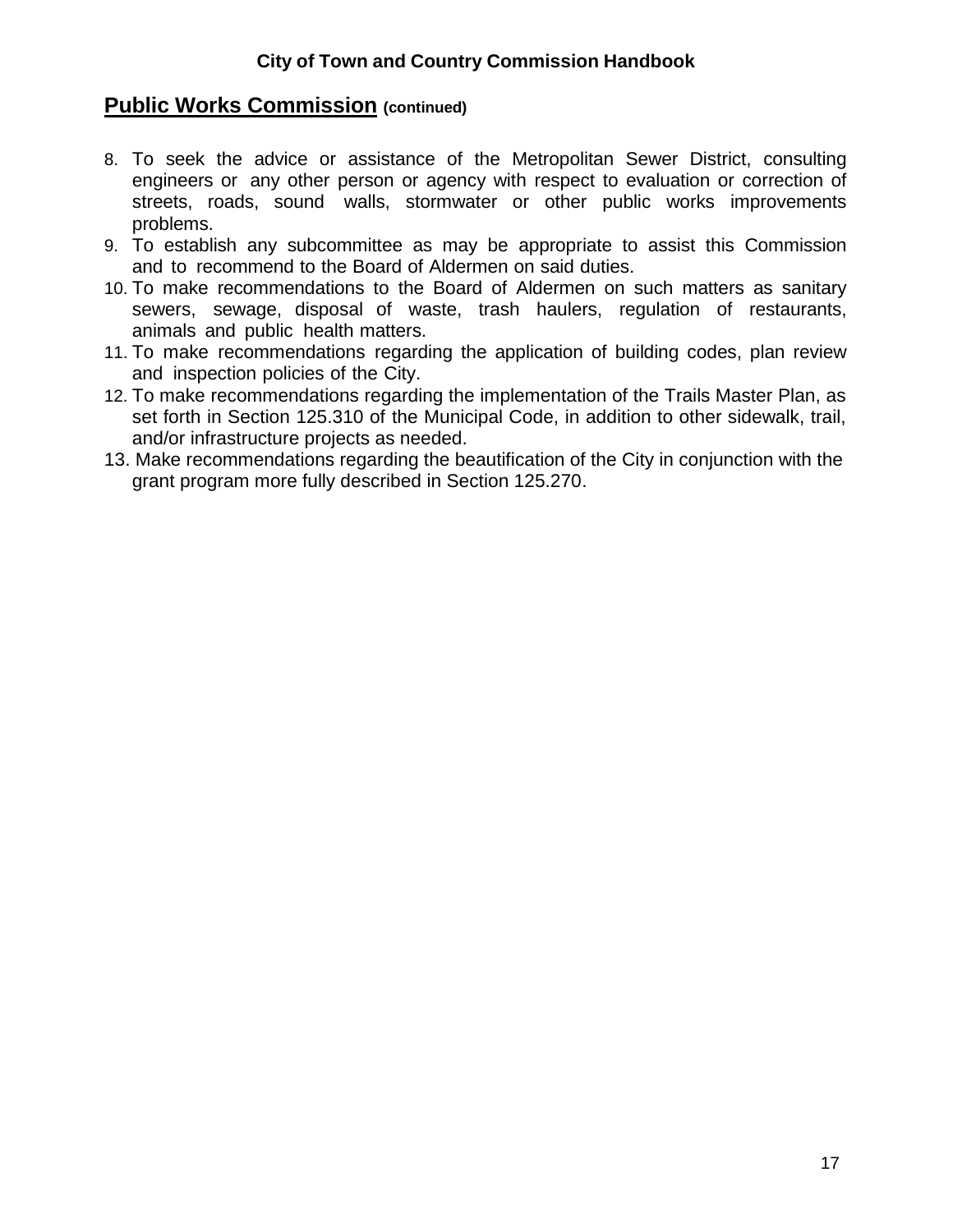## Public Works Commission (continued)

8. To seek the advice or assistance of the Metropolitan Sewer District, consulting engineers or any other person or agency with respect to evaluation or correction of streets, roads, sound walls, stormwater or other public works improvements problems.
9. To establish any subcommittee as may be appropriate to assist this Commission and to recommend to the Board of Aldermen on said duties.
10. To make recommendations to the Board of Aldermen on such matters as sanitary sewers, sewage, disposal of waste, trash haulers, regulation of restaurants, animals and public health matters.
11. To make recommendations regarding the application of building codes, plan review and inspection policies of the City.
12. To make recommendations regarding the implementation of the Trails Master Plan, as set forth in Section 125.310 of the Municipal Code, in addition to other sidewalk, trail, and/or infrastructure projects as needed.
13. Make recommendations regarding the beautification of the City in conjunction with the grant program more fully described in Section 125.270.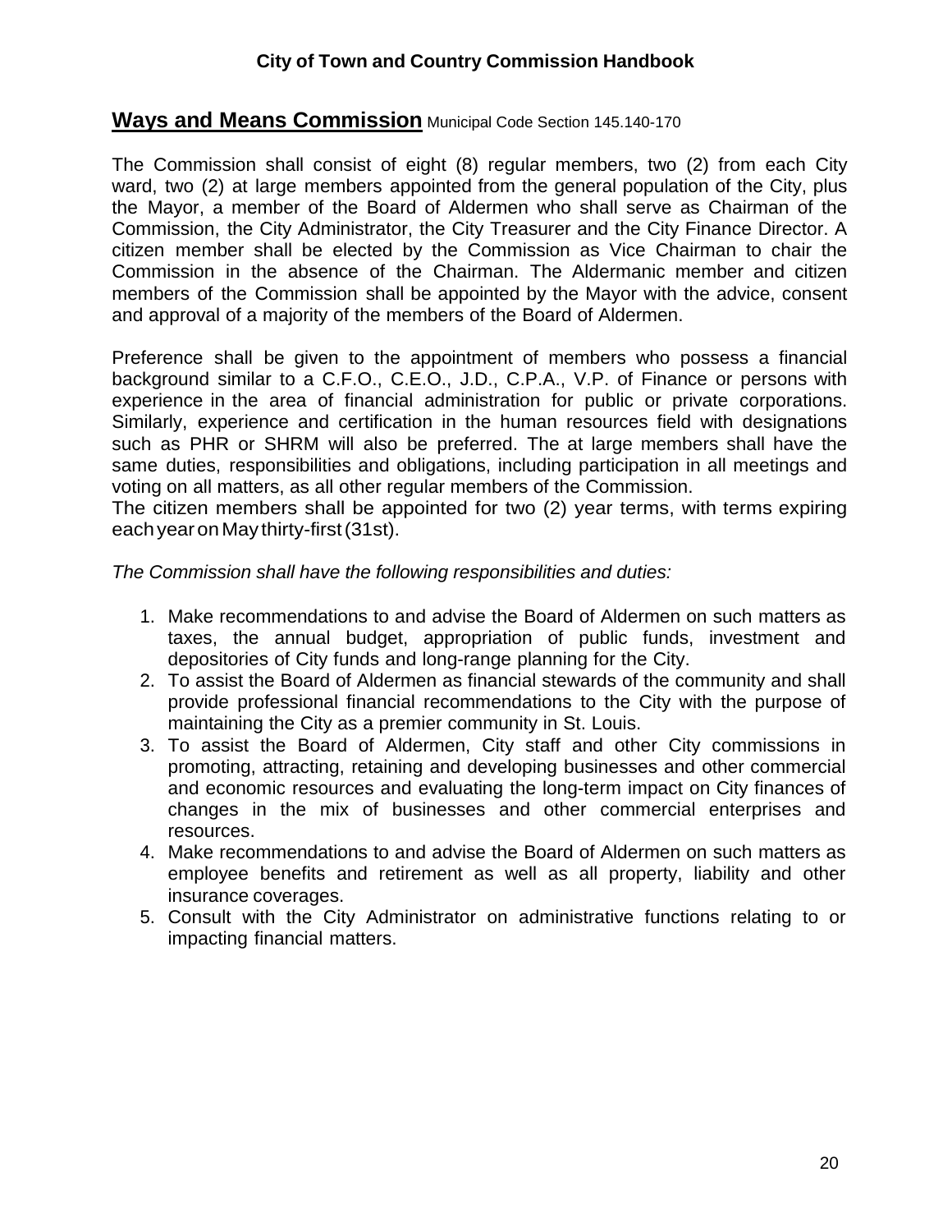## Ways and Means Commission Municipal Code Section 145.140-170

The Commission shall consist of eight (8) regular members, two (2) from each City ward, two (2) at large members appointed from the general population of the City, plus the Mayor, a member of the Board of Aldermen who shall serve as Chairman of the Commission, the City Administrator, the City Treasurer and the City Finance Director. A citizen member shall be elected by the Commission as Vice Chairman to chair the Commission in the absence of the Chairman. The Aldermanic member and citizen members of the Commission shall be appointed by the Mayor with the advice, consent and approval of a majority of the members of the Board of Aldermen.

Preference shall be given to the appointment of members who possess a financial background similar to a C.F.O., C.E.O., J.D., C.P.A., V.P. of Finance or persons with experience in the area of financial administration for public or private corporations. Similarly, experience and certification in the human resources field with designations such as PHR or SHRM will also be preferred. The at large members shall have the same duties, responsibilities and obligations, including participation in all meetings and voting on all matters, as all other regular members of the Commission.
The citizen members shall be appointed for two (2) year terms, with terms expiring each year on May thirty-first (31st).

*The Commission shall have the following responsibilities and duties:*

1. Make recommendations to and advise the Board of Aldermen on such matters as taxes, the annual budget, appropriation of public funds, investment and depositories of City funds and long-range planning for the City.
2. To assist the Board of Aldermen as financial stewards of the community and shall provide professional financial recommendations to the City with the purpose of maintaining the City as a premier community in St. Louis.
3. To assist the Board of Aldermen, City staff and other City commissions in promoting, attracting, retaining and developing businesses and other commercial and economic resources and evaluating the long-term impact on City finances of changes in the mix of businesses and other commercial enterprises and resources.
4. Make recommendations to and advise the Board of Aldermen on such matters as employee benefits and retirement as well as all property, liability and other insurance coverages.
5. Consult with the City Administrator on administrative functions relating to or impacting financial matters.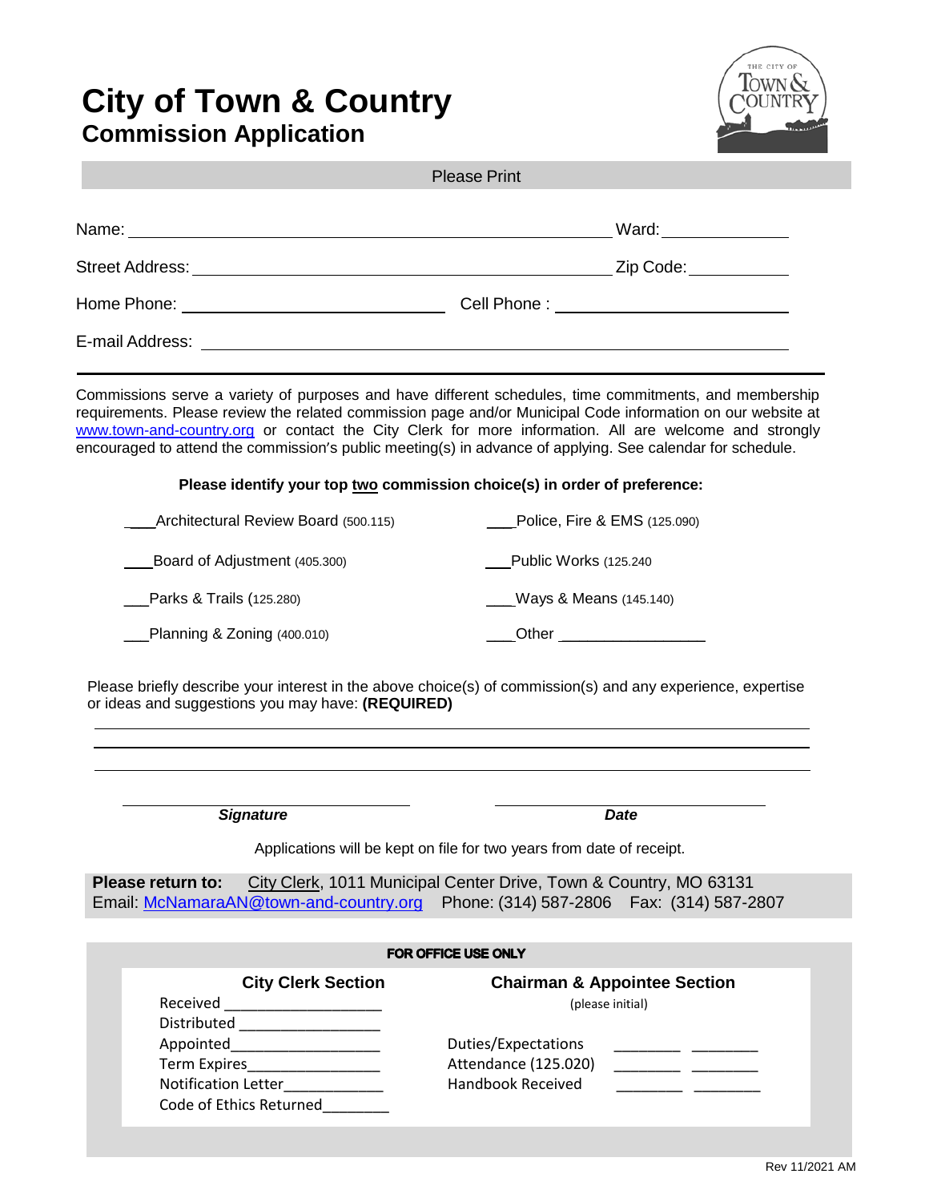# City of Town & Country

## Commission Application

Please Print

Name: ______________________________ Ward: __________

Street Address: ______________________________ Zip Code: __________

Home Phone: ____________________ Cell Phone : ____________________

E-mail Address: ______________________________________________

---

Commissions serve a variety of purposes and have different schedules, time commitments, and membership requirements. Please review the related commission page and/or Municipal Code information on our website at www.town-and-country.org or contact the City Clerk for more information. All are welcome and strongly encouraged to attend the commission's public meeting(s) in advance of applying. See calendar for schedule.

**Please identify your top two commission choice(s) in order of preference:**

___Architectural Review Board (500.115)

___Board of Adjustment (405.300)

___Parks & Trails (125.280)

___Planning & Zoning (400.010)

___Police, Fire & EMS (125.090)

___Public Works (125.240

___Ways & Means (145.140)

___Other ________________

Please briefly describe your interest in the above choice(s) of commission(s) and any experience, expertise or ideas and suggestions you may have: **(REQUIRED)**

______________________________________________________________________

______________________________________________________________________

______________________________________________________________________

____________________ ____________________

***Signature*** ***Date***

Applications will be kept on file for two years from date of receipt.

**Please return to:** City Clerk, 1011 Municipal Center Drive, Town & Country, MO 63131
Email: McNamaraAN@town-and-country.org Phone: (314) 587-2806 Fax: (314) 587-2807

**FOR OFFICE USE ONLY**

| City Clerk Section | Chairman & Appointee Section (please initial) | | |
|---|---|---|---|
| Received ________ | | | |
| Distributed ________ | | | |
| Appointed________ | Duties/Expectations | ________ | ________ |
| Term Expires________ | Attendance (125.020) | ________ | ________ |
| Notification Letter________ | Handbook Received | ________ | ________ |
| Code of Ethics Returned________ | | | |

Rev 11/2021 AM